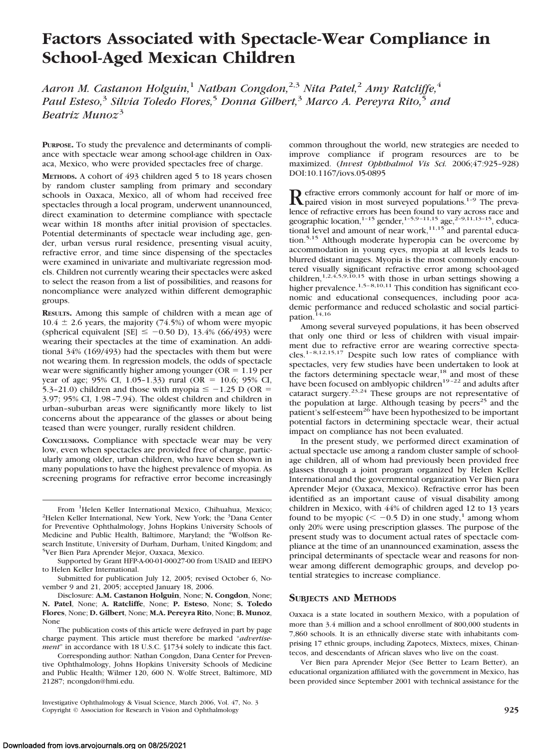# Factors Associated with Spectacle-Wear Compliance in School-Aged Mexican Children

*Aaron M. Castanon Holguin,[1] Nathan Congdon,[2,3] Nita Patel,[2] Amy Ratcliffe,[4] Paul Esteso,[3] Silvia Toledo Flores,[5] Donna Gilbert,[3] Marco A. Pereyra Rito,[5] and Beatriz Munoz[3]*

**PURPOSE.** To study the prevalence and determinants of compliance with spectacle wear among school-age children in Oaxaca, Mexico, who were provided spectacles free of charge.

**METHODS.** A cohort of 493 children aged 5 to 18 years chosen by random cluster sampling from primary and secondary schools in Oaxaca, Mexico, all of whom had received free spectacles through a local program, underwent unannounced, direct examination to determine compliance with spectacle wear within 18 months after initial provision of spectacles. Potential determinants of spectacle wear including age, gender, urban versus rural residence, presenting visual acuity, refractive error, and time since dispensing of the spectacles were examined in univariate and multivariate regression models. Children not currently wearing their spectacles were asked to select the reason from a list of possibilities, and reasons for noncompliance were analyzed within different demographic groups.

**RESULTS.** Among this sample of children with a mean age of $10.4 \pm 2.6$ years, the majority (74.5%) of whom were myopic (spherical equivalent [SE] $\leq -0.50$ D), 13.4% (66/493) were wearing their spectacles at the time of examination. An additional 34% (169/493) had the spectacles with them but were not wearing them. In regression models, the odds of spectacle wear were significantly higher among younger (OR = 1.19 per year of age; 95% CI, 1.05–1.33) rural (OR = 10.6; 95% CI, 5.3–21.0) children and those with myopia $\leq -1.25$ D (OR = 3.97; 95% CI, 1.98–7.94). The oldest children and children in urban–suburban areas were significantly more likely to list concerns about the appearance of the glasses or about being teased than were younger, rurally resident children.

**CONCLUSIONS.** Compliance with spectacle wear may be very low, even when spectacles are provided free of charge, particularly among older, urban children, who have been shown in many populations to have the highest prevalence of myopia. As screening programs for refractive error become increasingly common throughout the world, new strategies are needed to improve compliance if program resources are to be maximized. (*Invest Ophthalmol Vis Sci.* 2006;47:925–928) DOI:10.1167/iovs.05-0895

Refractive errors commonly account for half or more of impaired vision in most surveyed populations.[1–9] The prevalence of refractive errors has been found to vary across race and geographic location,[1–15] gender,[1–5,9–11,15] age,[2–9,11,13–15], educational level and amount of near work,[11,15] and parental education.[5,15] Although moderate hyperopia can be overcome by accommodation in young eyes, myopia at all levels leads to blurred distant images. Myopia is the most commonly encountered visually significant refractive error among school-aged children,[1,2,4,5,9,10,15] with those in urban settings showing a higher prevalence.[1,5–8,10,11] This condition has significant economic and educational consequences, including poor academic performance and reduced scholastic and social participation.[14,16]

Among several surveyed populations, it has been observed that only one third or less of children with visual impairment due to refractive error are wearing corrective spectacles.[1–8,12,15,17] Despite such low rates of compliance with spectacles, very few studies have been undertaken to look at the factors determining spectacle wear,[18] and most of these have been focused on amblyopic children[19–22] and adults after cataract surgery.[23,24] These groups are not representative of the population at large. Although teasing by peers[25] and the patient's self-esteem[26] have been hypothesized to be important potential factors in determining spectacle wear, their actual impact on compliance has not been evaluated.

In the present study, we performed direct examination of actual spectacle use among a random cluster sample of school-age children, all of whom had previously been provided free glasses through a joint program organized by Helen Keller International and the governmental organization Ver Bien para Aprender Mejor (Oaxaca, Mexico). Refractive error has been identified as an important cause of visual disability among children in Mexico, with 44% of children aged 12 to 13 years found to be myopic ($< -0.5$ D) in one study,[1] among whom only 20% were using prescription glasses. The purpose of the present study was to document actual rates of spectacle compliance at the time of an unannounced examination, assess the principal determinants of spectacle wear and reasons for nonwear among different demographic groups, and develop potential strategies to increase compliance.

## SUBJECTS AND METHODS

Oaxaca is a state located in southern Mexico, with a population of more than 3.4 million and a school enrollment of 800,000 students in 7,860 schools. It is an ethnically diverse state with inhabitants comprising 17 ethnic groups, including Zapotecs, Mixtecs, mixes, Chinantecos, and descendants of African slaves who live on the coast.

Ver Bien para Aprender Mejor (See Better to Learn Better), an educational organization affiliated with the government in Mexico, has been provided since September 2001 with technical assistance for the

---

From [1]Helen Keller International Mexico, Chihuahua, Mexico; [2]Helen Keller International, New York, New York; the [3]Dana Center for Preventive Ophthalmology, Johns Hopkins University Schools of Medicine and Public Health, Baltimore, Maryland; the [4]Wolfson Research Institute, University of Durham, Durham, United Kingdom; and [5]Ver Bien Para Aprender Mejor, Oaxaca, Mexico.

Supported by Grant HFP-A-00-01-00027-00 from USAID and IEEPO to Helen Keller International.

Submitted for publication July 12, 2005; revised October 6, November 9 and 21, 2005; accepted January 18, 2006.

Disclosure: **A.M. Castanon Holguin**, None; **N. Congdon**, None; **N. Patel**, None; **A. Ratcliffe**, None; **P. Esteso**, None; **S. Toledo Flores**, None; **D. Gilbert**, None; **M.A. Pereyra Rito**, None; **B. Munoz**, None

The publication costs of this article were defrayed in part by page charge payment. This article must therefore be marked "*advertisement*" in accordance with 18 U.S.C. §1734 solely to indicate this fact.

Corresponding author: Nathan Congdon, Dana Center for Preventive Ophthalmology, Johns Hopkins University Schools of Medicine and Public Health; Wilmer 120, 600 N. Wolfe Street, Baltimore, MD 21287; ncongdon@hmi.edu.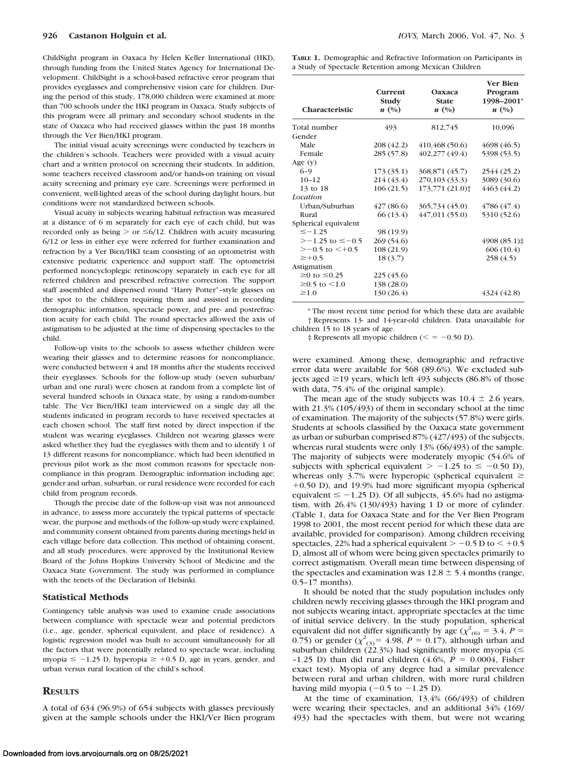ChildSight program in Oaxaca by Helen Keller International (HKI), through funding from the United States Agency for International Development. ChildSight is a school-based refractive error program that provides eyeglasses and comprehensive vision care for children. During the period of this study, 178,000 children were examined at more than 700 schools under the HKI program in Oaxaca. Study subjects of this program were all primary and secondary school students in the state of Oaxaca who had received glasses within the past 18 months through the Ver Bien/HKI program.

The initial visual acuity screenings were conducted by teachers in the children's schools. Teachers were provided with a visual acuity chart and a written protocol on screening their students. In addition, some teachers received classroom and/or hands-on training on visual acuity screening and primary eye care. Screenings were performed in convenient, well-lighted areas of the school during daylight hours, but conditions were not standardized between schools.

Visual acuity in subjects wearing habitual refraction was measured at a distance of 6 m separately for each eye of each child, but was recorded only as being > or ≤6/12. Children with acuity measuring 6/12 or less in either eye were referred for further examination and refraction by a Ver Bien/HKI team consisting of an optometrist with extensive pediatric experience and support staff. The optometrist performed noncycloplegic retinoscopy separately in each eye for all referred children and prescribed refractive correction. The support staff assembled and dispensed round "Harry Potter"–style glasses on the spot to the children requiring them and assisted in recording demographic information, spectacle power, and pre- and postrefraction acuity for each child. The round spectacles allowed the axis of astigmatism to be adjusted at the time of dispensing spectacles to the child.

Follow-up visits to the schools to assess whether children were wearing their glasses and to determine reasons for noncompliance, were conducted between 4 and 18 months after the students received their eyeglasses. Schools for the follow-up study (seven suburban/urban and one rural) were chosen at random from a complete list of several hundred schools in Oaxaca state, by using a random-number table. The Ver Bien/HKI team interviewed on a single day all the students indicated in program records to have received spectacles at each chosen school. The staff first noted by direct inspection if the student was wearing eyeglasses. Children not wearing glasses were asked whether they had the eyeglasses with them and to identify 1 of 13 different reasons for noncompliance, which had been identified in previous pilot work as the most common reasons for spectacle noncompliance in this program. Demographic information including age; gender and urban, suburban, or rural residence were recorded for each child from program records.

Though the precise date of the follow-up visit was not announced in advance, to assess more accurately the typical patterns of spectacle wear, the purpose and methods of the follow-up study were explained, and community consent obtained from parents during meetings held in each village before data collection. This method of obtaining consent, and all study procedures, were approved by the Institutional Review Board of the Johns Hopkins University School of Medicine and the Oaxaca State Government. The study was performed in compliance with the tenets of the Declaration of Helsinki.

### Statistical Methods

Contingency table analysis was used to examine crude associations between compliance with spectacle wear and potential predictors (i.e., age, gender, spherical equivalent, and place of residence). A logistic regression model was built to account simultaneously for all the factors that were potentially related to spectacle wear, including myopia ≤ −1.25 D, hyperopia ≥ +0.5 D, age in years, gender, and urban versus rural location of the child's school.

## Results

A total of 634 (96.9%) of 654 subjects with glasses previously given at the sample schools under the HKI/Ver Bien program were examined. Among these, demographic and refractive error data were available for 568 (89.6%). We excluded subjects aged ≥19 years, which left 493 subjects (86.8% of those with data, 75.4% of the original sample).

The mean age of the study subjects was 10.4 ± 2.6 years, with 21.3% (105/493) of them in secondary school at the time of examination. The majority of the subjects (57.8%) were girls. Students at schools classified by the Oaxaca state government as urban or suburban comprised 87% (427/493) of the subjects, whereas rural students were only 13% (66/493) of the sample. The majority of subjects were moderately myopic (54.6% of subjects with spherical equivalent > −1.25 to ≤ −0.50 D), whereas only 3.7% were hyperopic (spherical equivalent ≥ +0.50 D), and 19.9% had more significant myopia (spherical equivalent ≤ −1.25 D). Of all subjects, 45.6% had no astigmatism, with 26.4% (130/493) having 1 D or more of cylinder. (Table 1, data for Oaxaca State and for the Ver Bien Program 1998 to 2001, the most recent period for which these data are available, provided for comparison). Among children receiving spectacles, 22% had a spherical equivalent > −0.5 D to < +0.5 D, almost all of whom were being given spectacles primarily to correct astigmatism. Overall mean time between dispensing of the spectacles and examination was 12.8 ± 5.4 months (range, 0.5–17 months).

It should be noted that the study population includes only children newly receiving glasses through the HKI program and not subjects wearing intact, appropriate spectacles at the time of initial service delivery. In the study population, spherical equivalent did not differ significantly by age ($\chi^2_{(6)} = 3.4$, $P = 0.75$) or gender ($\chi^2_{(3)} = 4.98$, $P = 0.17$), although urban and suburban children (22.3%) had significantly more myopia (≤ −1.25 D) than did rural children (4.6%, $P = 0.0004$, Fisher exact test). Myopia of any degree had a similar prevalence between rural and urban children, with more rural children having mild myopia (−0.5 to −1.25 D).

At the time of examination, 13.4% (66/493) of children were wearing their spectacles, and an additional 34% (169/493) had the spectacles with them, but were not wearing

**Table 1.** Demographic and Refractive Information on Participants in a Study of Spectacle Retention among Mexican Children

| Characteristic | Current Study n (%) | Oaxaca State n (%) | Ver Bien Program 1998–2001* n (%) |
|---|---|---|---|
| Total number | 493 | 812,745 | 10,096 |
| Gender | | | |
| Male | 208 (42.2) | 410,468 (50.6) | 4698 (46.5) |
| Female | 285 (57.8) | 402,277 (49.4) | 5398 (53.5) |
| Age (y) | | | |
| 6–9 | 173 (35.1) | 368,871 (45.7) | 2544 (25.2) |
| 10–12 | 214 (43.4) | 270,103 (33.3) | 3089 (30.6) |
| 13 to 18 | 106 (21.5) | 173,771 (21.0)† | 4463 (44.2) |
| *Location* | | | |
| Urban/Suburban | 427 (86.6) | 365,734 (45.0) | 4786 (47.4) |
| Rural | 66 (13.4) | 447,011 (55.0) | 5310 (52.6) |
| Spherical equivalent | | | |
| ≤−1.25 | 98 (19.9) | | |
| >−1.25 to ≤−0.5 | 269 (54.6) | | 4908 (85.1)‡ |
| >−0.5 to <+0.5 | 108 (21.9) | | 606 (10.4) |
| ≥+0.5 | 18 (3.7) | | 258 (4.5) |
| Astigmatism | | | |
| ≥0 to ≤0.25 | 225 (45.6) | | |
| ≥0.5 to <1.0 | 138 (28.0) | | |
| ≥1.0 | 130 (26.4) | | 4324 (42.8) |

\* The most recent time period for which these data are available

† Represents 13- and 14-year-old children. Data unavailable for children 15 to 18 years of age.

‡ Represents all myopic children (< = −0.50 D).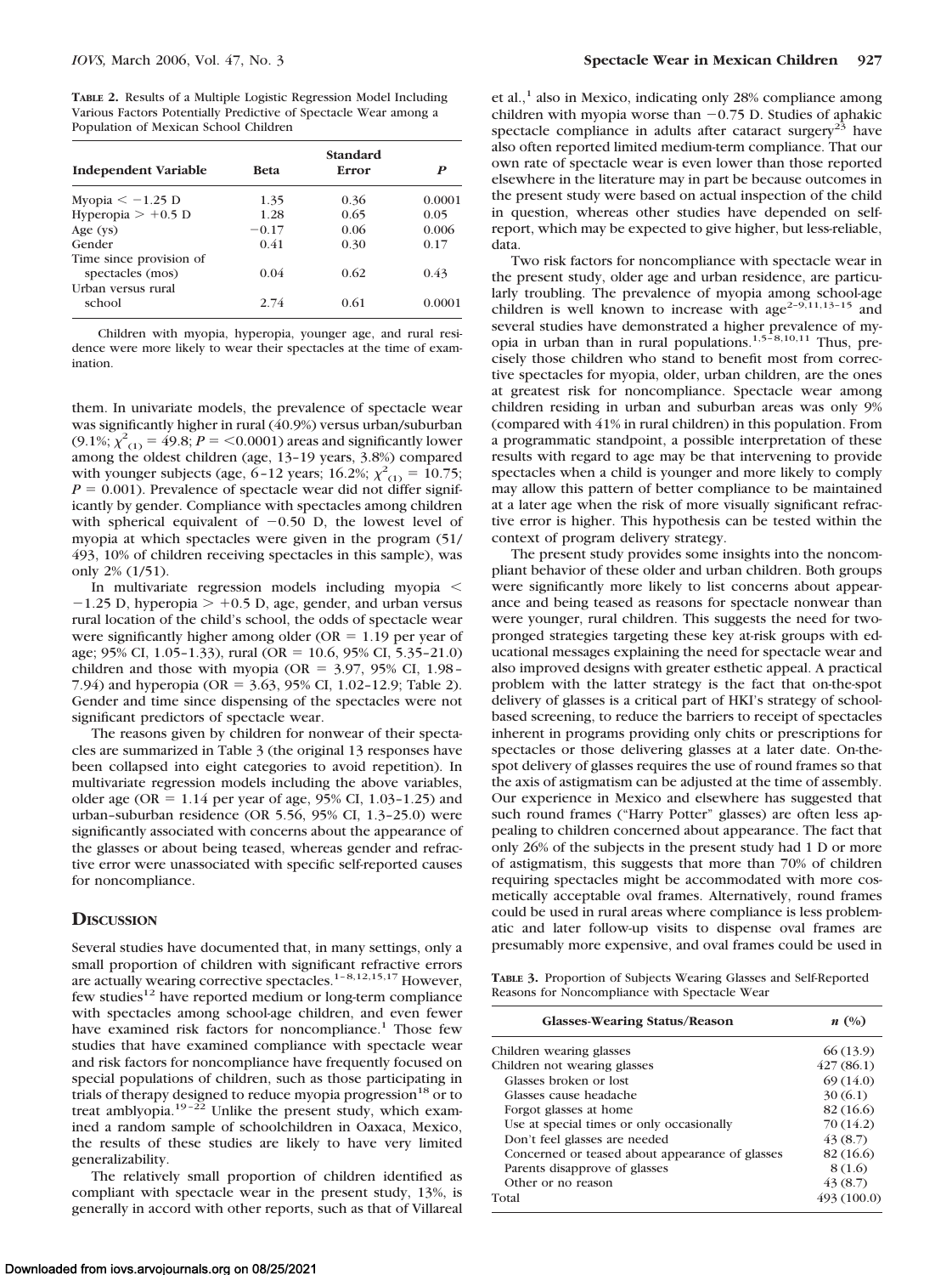**TABLE 2.** Results of a Multiple Logistic Regression Model Including Various Factors Potentially Predictive of Spectacle Wear among a Population of Mexican School Children

| Independent Variable | Beta | Standard Error | *P* |
|---|---|---|---|
| Myopia < −1.25 D | 1.35 | 0.36 | 0.0001 |
| Hyperopia > +0.5 D | 1.28 | 0.65 | 0.05 |
| Age (ys) | −0.17 | 0.06 | 0.006 |
| Gender | 0.41 | 0.30 | 0.17 |
| Time since provision of spectacles (mos) | 0.04 | 0.62 | 0.43 |
| Urban versus rural school | 2.74 | 0.61 | 0.0001 |

Children with myopia, hyperopia, younger age, and rural residence were more likely to wear their spectacles at the time of examination.

them. In univariate models, the prevalence of spectacle wear was significantly higher in rural (40.9%) versus urban/suburban (9.1%; $\chi^2_{(1)} = 49.8$; $P = <0.0001$) areas and significantly lower among the oldest children (age, 13–19 years, 3.8%) compared with younger subjects (age, 6–12 years; 16.2%; $\chi^2_{(1)} = 10.75$; $P = 0.001$). Prevalence of spectacle wear did not differ significantly by gender. Compliance with spectacles among children with spherical equivalent of −0.50 D, the lowest level of myopia at which spectacles were given in the program (51/493, 10% of children receiving spectacles in this sample), was only 2% (1/51).

In multivariate regression models including myopia < −1.25 D, hyperopia > +0.5 D, age, gender, and urban versus rural location of the child's school, the odds of spectacle wear were significantly higher among older (OR = 1.19 per year of age; 95% CI, 1.05–1.33), rural (OR = 10.6, 95% CI, 5.35–21.0) children and those with myopia (OR = 3.97, 95% CI, 1.98–7.94) and hyperopia (OR = 3.63, 95% CI, 1.02–12.9; Table 2). Gender and time since dispensing of the spectacles were not significant predictors of spectacle wear.

The reasons given by children for nonwear of their spectacles are summarized in Table 3 (the original 13 responses have been collapsed into eight categories to avoid repetition). In multivariate regression models including the above variables, older age (OR = 1.14 per year of age, 95% CI, 1.03–1.25) and urban–suburban residence (OR 5.56, 95% CI, 1.3–25.0) were significantly associated with concerns about the appearance of the glasses or about being teased, whereas gender and refractive error were unassociated with specific self-reported causes for noncompliance.

## Discussion

Several studies have documented that, in many settings, only a small proportion of children with significant refractive errors are actually wearing corrective spectacles.[1–8,12,15,17] However, few studies[12] have reported medium or long-term compliance with spectacles among school-age children, and even fewer have examined risk factors for noncompliance.[1] Those few studies that have examined compliance with spectacle wear and risk factors for noncompliance have frequently focused on special populations of children, such as those participating in trials of therapy designed to reduce myopia progression[18] or to treat amblyopia.[19–22] Unlike the present study, which examined a random sample of schoolchildren in Oaxaca, Mexico, the results of these studies are likely to have very limited generalizability.

The relatively small proportion of children identified as compliant with spectacle wear in the present study, 13%, is generally in accord with other reports, such as that of Villareal et al.,[1] also in Mexico, indicating only 28% compliance among children with myopia worse than −0.75 D. Studies of aphakic spectacle compliance in adults after cataract surgery[23] have also often reported limited medium-term compliance. That our own rate of spectacle wear is even lower than those reported elsewhere in the literature may in part be because outcomes in the present study were based on actual inspection of the child in question, whereas other studies have depended on self-report, which may be expected to give higher, but less-reliable, data.

Two risk factors for noncompliance with spectacle wear in the present study, older age and urban residence, are particularly troubling. The prevalence of myopia among school-age children is well known to increase with age[2–9,11,13–15] and several studies have demonstrated a higher prevalence of myopia in urban than in rural populations.[1,5–8,10,11] Thus, precisely those children who stand to benefit most from corrective spectacles for myopia, older, urban children, are the ones at greatest risk for noncompliance. Spectacle wear among children residing in urban and suburban areas was only 9% (compared with 41% in rural children) in this population. From a programmatic standpoint, a possible interpretation of these results with regard to age may be that intervening to provide spectacles when a child is younger and more likely to comply may allow this pattern of better compliance to be maintained at a later age when the risk of more visually significant refractive error is higher. This hypothesis can be tested within the context of program delivery strategy.

The present study provides some insights into the noncompliant behavior of these older and urban children. Both groups were significantly more likely to list concerns about appearance and being teased as reasons for spectacle nonwear than were younger, rural children. This suggests the need for two-pronged strategies targeting these key at-risk groups with educational messages explaining the need for spectacle wear and also improved designs with greater esthetic appeal. A practical problem with the latter strategy is the fact that on-the-spot delivery of glasses is a critical part of HKI's strategy of school-based screening, to reduce the barriers to receipt of spectacles inherent in programs providing only chits or prescriptions for spectacles or those delivering glasses at a later date. On-the-spot delivery of glasses requires the use of round frames so that the axis of astigmatism can be adjusted at the time of assembly. Our experience in Mexico and elsewhere has suggested that such round frames ("Harry Potter" glasses) are often less appealing to children concerned about appearance. The fact that only 26% of the subjects in the present study had 1 D or more of astigmatism, this suggests that more than 70% of children requiring spectacles might be accommodated with more cosmetically acceptable oval frames. Alternatively, round frames could be used in rural areas where compliance is less problematic and later follow-up visits to dispense oval frames are presumably more expensive, and oval frames could be used in

**TABLE 3.** Proportion of Subjects Wearing Glasses and Self-Reported Reasons for Noncompliance with Spectacle Wear

| Glasses-Wearing Status/Reason | *n* (%) |
|---|---|
| Children wearing glasses | 66 (13.9) |
| Children not wearing glasses | 427 (86.1) |
| Glasses broken or lost | 69 (14.0) |
| Glasses cause headache | 30 (6.1) |
| Forgot glasses at home | 82 (16.6) |
| Use at special times or only occasionally | 70 (14.2) |
| Don't feel glasses are needed | 43 (8.7) |
| Concerned or teased about appearance of glasses | 82 (16.6) |
| Parents disapprove of glasses | 8 (1.6) |
| Other or no reason | 43 (8.7) |
| Total | 493 (100.0) |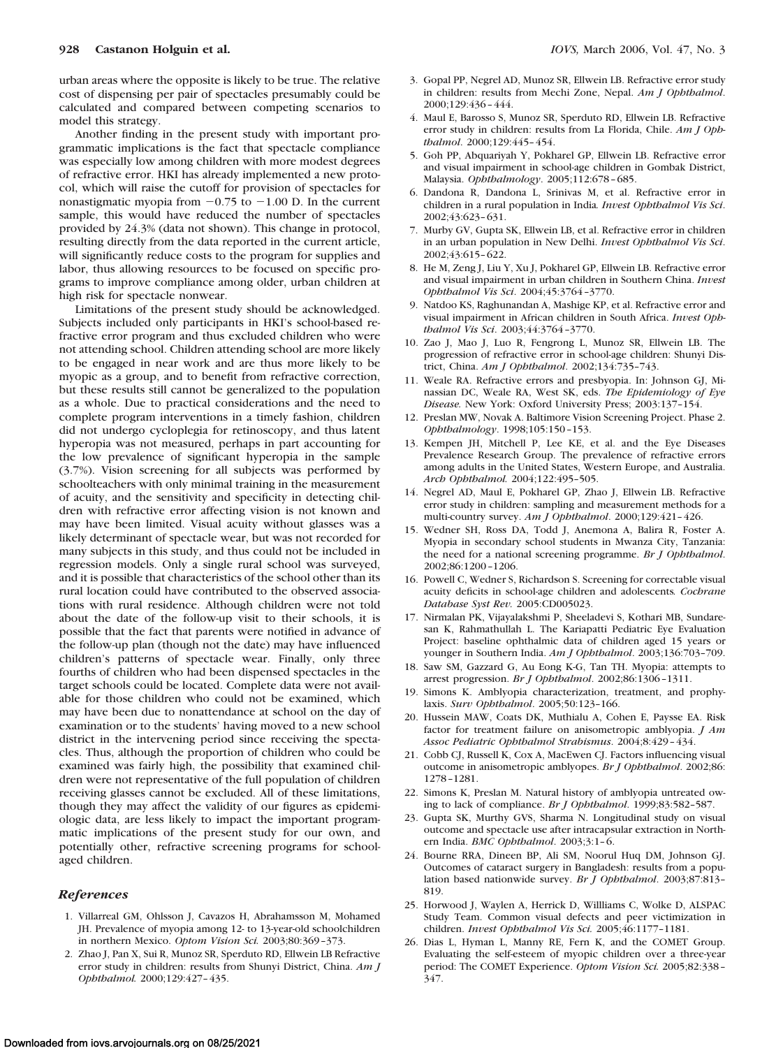urban areas where the opposite is likely to be true. The relative cost of dispensing per pair of spectacles presumably could be calculated and compared between competing scenarios to model this strategy.

Another finding in the present study with important programmatic implications is the fact that spectacle compliance was especially low among children with more modest degrees of refractive error. HKI has already implemented a new protocol, which will raise the cutoff for provision of spectacles for nonastigmatic myopia from −0.75 to −1.00 D. In the current sample, this would have reduced the number of spectacles provided by 24.3% (data not shown). This change in protocol, resulting directly from the data reported in the current article, will significantly reduce costs to the program for supplies and labor, thus allowing resources to be focused on specific programs to improve compliance among older, urban children at high risk for spectacle nonwear.

Limitations of the present study should be acknowledged. Subjects included only participants in HKI's school-based refractive error program and thus excluded children who were not attending school. Children attending school are more likely to be engaged in near work and are thus more likely to be myopic as a group, and to benefit from refractive correction, but these results still cannot be generalized to the population as a whole. Due to practical considerations and the need to complete program interventions in a timely fashion, children did not undergo cycloplegia for retinoscopy, and thus latent hyperopia was not measured, perhaps in part accounting for the low prevalence of significant hyperopia in the sample (3.7%). Vision screening for all subjects was performed by schoolteachers with only minimal training in the measurement of acuity, and the sensitivity and specificity in detecting children with refractive error affecting vision is not known and may have been limited. Visual acuity without glasses was a likely determinant of spectacle wear, but was not recorded for many subjects in this study, and thus could not be included in regression models. Only a single rural school was surveyed, and it is possible that characteristics of the school other than its rural location could have contributed to the observed associations with rural residence. Although children were not told about the date of the follow-up visit to their schools, it is possible that the fact that parents were notified in advance of the follow-up plan (though not the date) may have influenced children's patterns of spectacle wear. Finally, only three fourths of children who had been dispensed spectacles in the target schools could be located. Complete data were not available for those children who could not be examined, which may have been due to nonattendance at school on the day of examination or to the students' having moved to a new school district in the intervening period since receiving the spectacles. Thus, although the proportion of children who could be examined was fairly high, the possibility that examined children were not representative of the full population of children receiving glasses cannot be excluded. All of these limitations, though they may affect the validity of our figures as epidemiologic data, are less likely to impact the important programmatic implications of the present study for our own, and potentially other, refractive screening programs for school-aged children.

## References

1. Villarreal GM, Ohlsson J, Cavazos H, Abrahamsson M, Mohamed JH. Prevalence of myopia among 12- to 13-year-old schoolchildren in northern Mexico. *Optom Vision Sci.* 2003;80:369–373.
2. Zhao J, Pan X, Sui R, Munoz SR, Sperduto RD, Ellwein LB Refractive error study in children: results from Shunyi District, China. *Am J Ophthalmol.* 2000;129:427–435.
3. Gopal PP, Negrel AD, Munoz SR, Ellwein LB. Refractive error study in children: results from Mechi Zone, Nepal. *Am J Ophthalmol*. 2000;129:436–444.
4. Maul E, Barosso S, Munoz SR, Sperduto RD, Ellwein LB. Refractive error study in children: results from La Florida, Chile. *Am J Ophthalmol*. 2000;129:445–454.
5. Goh PP, Abquariyah Y, Pokharel GP, Ellwein LB. Refractive error and visual impairment in school-age children in Gombak District, Malaysia. *Ophthalmology*. 2005;112:678–685.
6. Dandona R, Dandona L, Srinivas M, et al. Refractive error in children in a rural population in India. *Invest Ophthalmol Vis Sci*. 2002;43:623–631.
7. Murby GV, Gupta SK, Ellwein LB, et al. Refractive error in children in an urban population in New Delhi. *Invest Ophthalmol Vis Sci*. 2002;43:615–622.
8. He M, Zeng J, Liu Y, Xu J, Pokharel GP, Ellwein LB. Refractive error and visual impairment in urban children in Southern China. *Invest Ophthalmol Vis Sci*. 2004;45:3764–3770.
9. Natdoo KS, Raghunandan A, Mashige KP, et al. Refractive error and visual impairment in African children in South Africa. *Invest Ophthalmol Vis Sci*. 2003;44:3764–3770.
10. Zao J, Mao J, Luo R, Fengrong L, Munoz SR, Ellwein LB. The progression of refractive error in school-age children: Shunyi District, China. *Am J Ophthalmol*. 2002;134:735–743.
11. Weale RA. Refractive errors and presbyopia. In: Johnson GJ, Minassian DC, Weale RA, West SK, eds. *The Epidemiology of Eye Disease.* New York: Oxford University Press; 2003:137–154.
12. Preslan MW, Novak A. Baltimore Vision Screening Project. Phase 2. *Ophthalmology*. 1998;105:150–153.
13. Kempen JH, Mitchell P, Lee KE, et al. and the Eye Diseases Prevalence Research Group. The prevalence of refractive errors among adults in the United States, Western Europe, and Australia. *Arch Ophthalmol.* 2004;122:495–505.
14. Negrel AD, Maul E, Pokharel GP, Zhao J, Ellwein LB. Refractive error study in children: sampling and measurement methods for a multi-country survey. *Am J Ophthalmol*. 2000;129:421–426.
15. Wedner SH, Ross DA, Todd J, Anemona A, Balira R, Foster A. Myopia in secondary school students in Mwanza City, Tanzania: the need for a national screening programme. *Br J Ophthalmol*. 2002;86:1200–1206.
16. Powell C, Wedner S, Richardson S. Screening for correctable visual acuity deficits in school-age children and adolescents. *Cochrane Database Syst Rev.* 2005:CD005023.
17. Nirmalan PK, Vijayalakshmi P, Sheeladevi S, Kothari MB, Sundaresan K, Rahmathullah L. The Kariapatti Pediatric Eye Evaluation Project: baseline ophthalmic data of children aged 15 years or younger in Southern India. *Am J Ophthalmol*. 2003;136:703–709.
18. Saw SM, Gazzard G, Au Eong K-G, Tan TH. Myopia: attempts to arrest progression. *Br J Ophthalmol*. 2002;86:1306–1311.
19. Simons K. Amblyopia characterization, treatment, and prophylaxis. *Surv Ophthalmol*. 2005;50:123–166.
20. Hussein MAW, Coats DK, Muthialu A, Cohen E, Paysse EA. Risk factor for treatment failure on anisometropic amblyopia. *J Am Assoc Pediatric Ophthalmol Strabismus*. 2004;8:429–434.
21. Cobb CJ, Russell K, Cox A, MacEwen CJ. Factors influencing visual outcome in anisometropic amblyopes. *Br J Ophthalmol*. 2002;86:1278–1281.
22. Simons K, Preslan M. Natural history of amblyopia untreated owing to lack of compliance. *Br J Ophthalmol*. 1999;83:582–587.
23. Gupta SK, Murthy GVS, Sharma N. Longitudinal study on visual outcome and spectacle use after intracapsular extraction in Northern India. *BMC Ophthalmol*. 2003;3:1–6.
24. Bourne RRA, Dineen BP, Ali SM, Noorul Huq DM, Johnson GJ. Outcomes of cataract surgery in Bangladesh: results from a population based nationwide survey. *Br J Ophthalmol*. 2003;87:813–819.
25. Horwood J, Waylen A, Herrick D, Willliams C, Wolke D, ALSPAC Study Team. Common visual defects and peer victimization in children. *Invest Ophthalmol Vis Sci.* 2005;46:1177–1181.
26. Dias L, Hyman L, Manny RE, Fern K, and the COMET Group. Evaluating the self-esteem of myopic children over a three-year period: The COMET Experience. *Optom Vision Sci.* 2005;82:338–347.